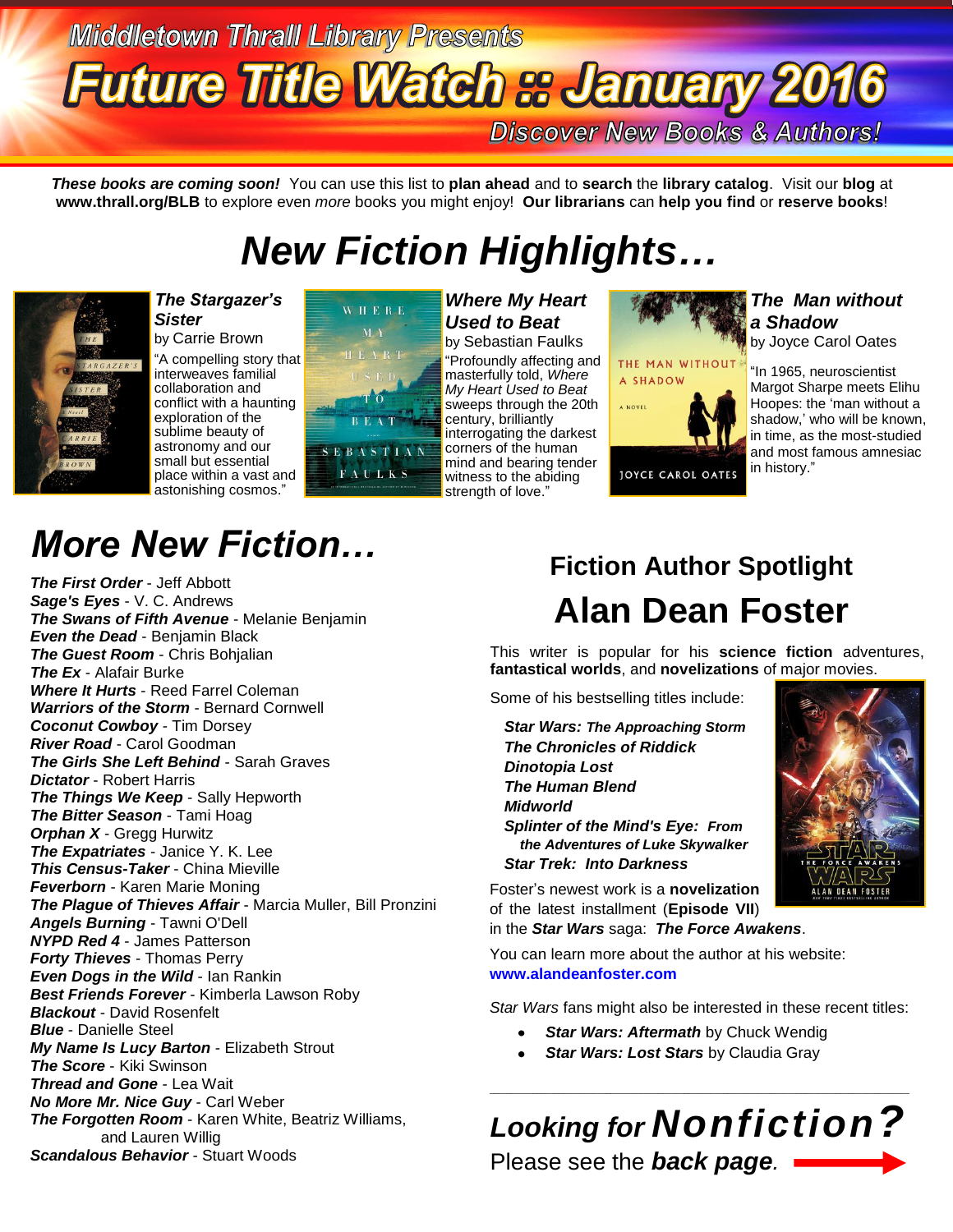Middletown Thrall Library Presents

# Future Title Watch :: January 2016

Discover New Books & Authors!

***These books are coming soon!*** You can use this list to **plan ahead** and to **search** the **library catalog**. Visit our **blog** at **www.thrall.org/BLB** to explore even *more* books you might enjoy! **Our librarians** can **help you find** or **reserve books**!

# *New Fiction Highlights…*

***The Stargazer's Sister***
by Carrie Brown
"A compelling story that interweaves familial collaboration and conflict with a haunting exploration of the sublime beauty of astronomy and our small but essential place within a vast and astonishing cosmos."

***Where My Heart Used to Beat***
by Sebastian Faulks
"Profoundly affecting and masterfully told, *Where My Heart Used to Beat* sweeps through the 20th century, brilliantly interrogating the darkest corners of the human mind and bearing tender witness to the abiding strength of love."

***The Man without a Shadow***
by Joyce Carol Oates
"In 1965, neuroscientist Margot Sharpe meets Elihu Hoopes: the 'man without a shadow,' who will be known, in time, as the most-studied and most famous amnesiac in history."

# *More New Fiction…*

***The First Order*** - Jeff Abbott
***Sage's Eyes*** - V. C. Andrews
***The Swans of Fifth Avenue*** - Melanie Benjamin
***Even the Dead*** - Benjamin Black
***The Guest Room*** - Chris Bohjalian
***The Ex*** - Alafair Burke
***Where It Hurts*** - Reed Farrel Coleman
***Warriors of the Storm*** - Bernard Cornwell
***Coconut Cowboy*** - Tim Dorsey
***River Road*** - Carol Goodman
***The Girls She Left Behind*** - Sarah Graves
***Dictator*** - Robert Harris
***The Things We Keep*** - Sally Hepworth
***The Bitter Season*** - Tami Hoag
***Orphan X*** - Gregg Hurwitz
***The Expatriates*** - Janice Y. K. Lee
***This Census-Taker*** - China Mieville
***Feverborn*** - Karen Marie Moning
***The Plague of Thieves Affair*** - Marcia Muller, Bill Pronzini
***Angels Burning*** - Tawni O'Dell
***NYPD Red 4*** - James Patterson
***Forty Thieves*** - Thomas Perry
***Even Dogs in the Wild*** - Ian Rankin
***Best Friends Forever*** - Kimberla Lawson Roby
***Blackout*** - David Rosenfelt
***Blue*** - Danielle Steel
***My Name Is Lucy Barton*** - Elizabeth Strout
***The Score*** - Kiki Swinson
***Thread and Gone*** - Lea Wait
***No More Mr. Nice Guy*** - Carl Weber
***The Forgotten Room*** - Karen White, Beatriz Williams, and Lauren Willig
***Scandalous Behavior*** - Stuart Woods

## Fiction Author Spotlight

# Alan Dean Foster

This writer is popular for his **science fiction** adventures, **fantastical worlds**, and **novelizations** of major movies.

Some of his bestselling titles include:

***Star Wars: The Approaching Storm***
***The Chronicles of Riddick***
***Dinotopia Lost***
***The Human Blend***
***Midworld***
***Splinter of the Mind's Eye: From the Adventures of Luke Skywalker***
***Star Trek: Into Darkness***

Foster's newest work is a **novelization** of the latest installment (**Episode VII**) in the ***Star Wars*** saga: ***The Force Awakens***.

You can learn more about the author at his website: **www.alandeanfoster.com**

*Star Wars* fans might also be interested in these recent titles:

- ***Star Wars: Aftermath*** by Chuck Wendig
- ***Star Wars: Lost Stars*** by Claudia Gray

---

## *Looking for Nonfiction?*

Please see the ***back page***.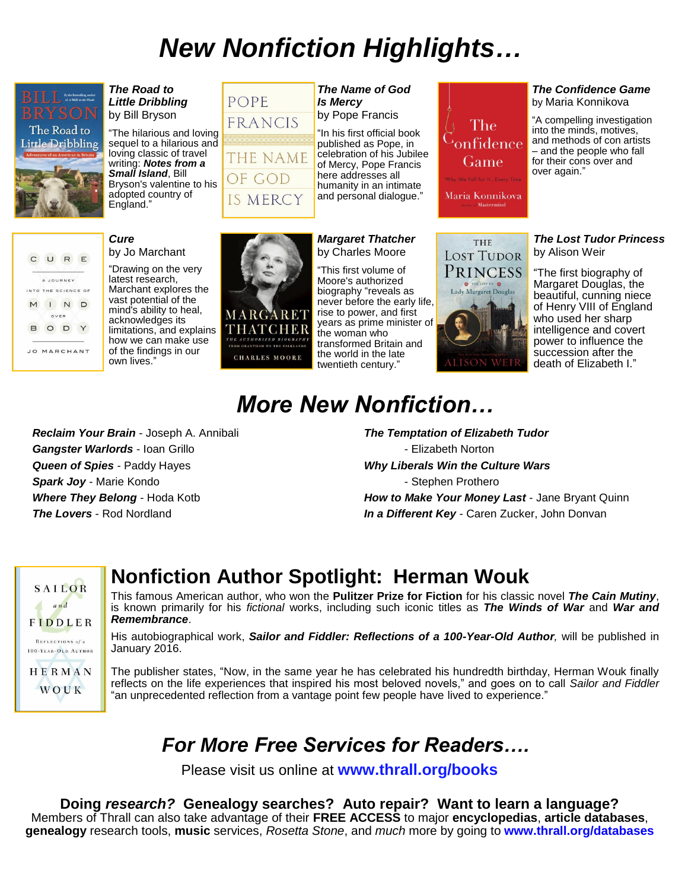# *New Nonfiction Highlights…*

***The Road to Little Dribbling***
by Bill Bryson

"The hilarious and loving sequel to a hilarious and loving classic of travel writing: ***Notes from a Small Island***, Bill Bryson's valentine to his adopted country of England."

***The Name of God Is Mercy***
by Pope Francis

"In his first official book published as Pope, in celebration of his Jubilee of Mercy, Pope Francis here addresses all humanity in an intimate and personal dialogue."

***The Confidence Game***
by Maria Konnikova

"A compelling investigation into the minds, motives, and methods of con artists – and the people who fall for their cons over and over again."

***Cure***
by Jo Marchant

"Drawing on the very latest research, Marchant explores the vast potential of the mind's ability to heal, acknowledges its limitations, and explains how we can make use of the findings in our own lives."

***Margaret Thatcher***
by Charles Moore

"This first volume of Moore's authorized biography "reveals as never before the early life, rise to power, and first years as prime minister of the woman who transformed Britain and the world in the late twentieth century."

***The Lost Tudor Princess***
by Alison Weir

"The first biography of Margaret Douglas, the beautiful, cunning niece of Henry VIII of England who used her sharp intelligence and covert power to influence the succession after the death of Elizabeth I."

# *More New Nonfiction…*

***Reclaim Your Brain*** - Joseph A. Annibali
***Gangster Warlords*** - Ioan Grillo
***Queen of Spies*** - Paddy Hayes
***Spark Joy*** - Marie Kondo
***Where They Belong*** - Hoda Kotb
***The Lovers*** - Rod Nordland
***The Temptation of Elizabeth Tudor*** - Elizabeth Norton
***Why Liberals Win the Culture Wars*** - Stephen Prothero
***How to Make Your Money Last*** - Jane Bryant Quinn
***In a Different Key*** - Caren Zucker, John Donvan

## Nonfiction Author Spotlight: Herman Wouk

This famous American author, who won the **Pulitzer Prize for Fiction** for his classic novel ***The Cain Mutiny***, is known primarily for his *fictional* works, including such iconic titles as ***The Winds of War*** and ***War and Remembrance***.

His autobiographical work, ***Sailor and Fiddler: Reflections of a 100-Year-Old Author***, will be published in January 2016.

The publisher states, "Now, in the same year he has celebrated his hundredth birthday, Herman Wouk finally reflects on the life experiences that inspired his most beloved novels," and goes on to call *Sailor and Fiddler* "an unprecedented reflection from a vantage point few people have lived to experience."

## *For More Free Services for Readers….*

Please visit us online at **www.thrall.org/books**

**Doing *research?* Genealogy searches? Auto repair? Want to learn a language?**
Members of Thrall can also take advantage of their **FREE ACCESS** to major **encyclopedias**, **article databases**, **genealogy** research tools, **music** services, *Rosetta Stone*, and *much* more by going to **www.thrall.org/databases**